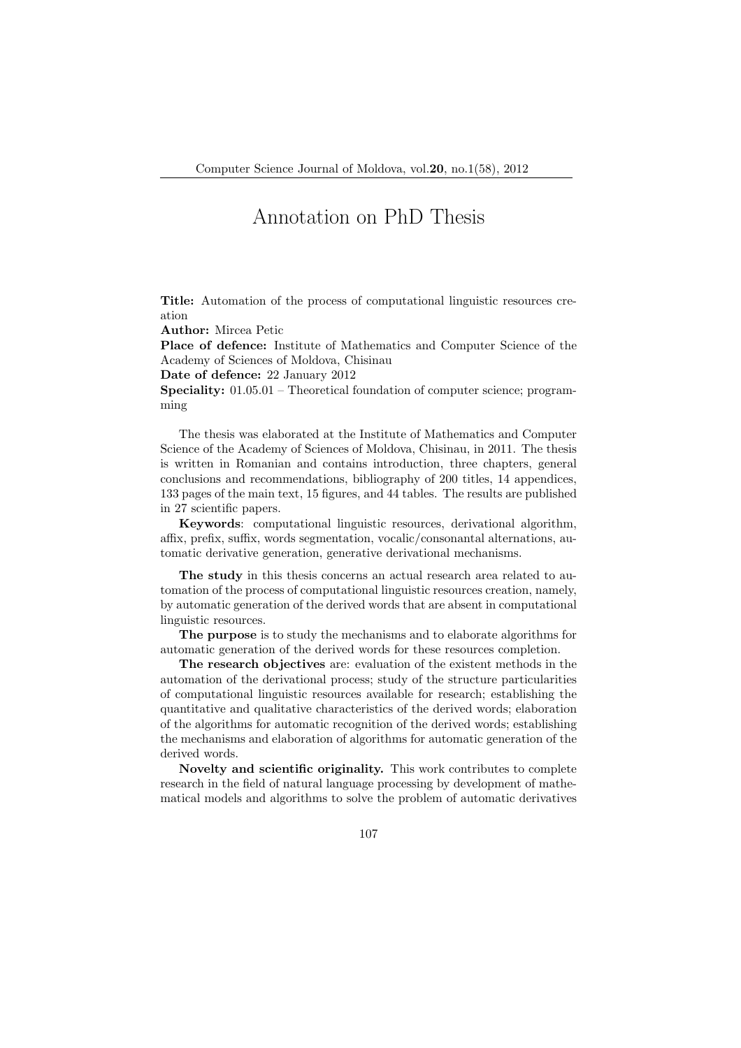# Annotation on PhD Thesis

**Title:** Automation of the process of computational linguistic resources creation

**Author:** Mircea Petic

**Place of defence:** Institute of Mathematics and Computer Science of the Academy of Sciences of Moldova, Chisinau

**Date of defence:** 22 January 2012

**Speciality:** 01.05.01 – Theoretical foundation of computer science; programming

The thesis was elaborated at the Institute of Mathematics and Computer Science of the Academy of Sciences of Moldova, Chisinau, in 2011. The thesis is written in Romanian and contains introduction, three chapters, general conclusions and recommendations, bibliography of 200 titles, 14 appendices, 133 pages of the main text, 15 figures, and 44 tables. The results are published in 27 scientific papers.

**Keywords**: computational linguistic resources, derivational algorithm, affix, prefix, suffix, words segmentation, vocalic/consonantal alternations, automatic derivative generation, generative derivational mechanisms.

**The study** in this thesis concerns an actual research area related to automation of the process of computational linguistic resources creation, namely, by automatic generation of the derived words that are absent in computational linguistic resources.

**The purpose** is to study the mechanisms and to elaborate algorithms for automatic generation of the derived words for these resources completion.

**The research objectives** are: evaluation of the existent methods in the automation of the derivational process; study of the structure particularities of computational linguistic resources available for research; establishing the quantitative and qualitative characteristics of the derived words; elaboration of the algorithms for automatic recognition of the derived words; establishing the mechanisms and elaboration of algorithms for automatic generation of the derived words.

**Novelty and scientific originality.** This work contributes to complete research in the field of natural language processing by development of mathematical models and algorithms to solve the problem of automatic derivatives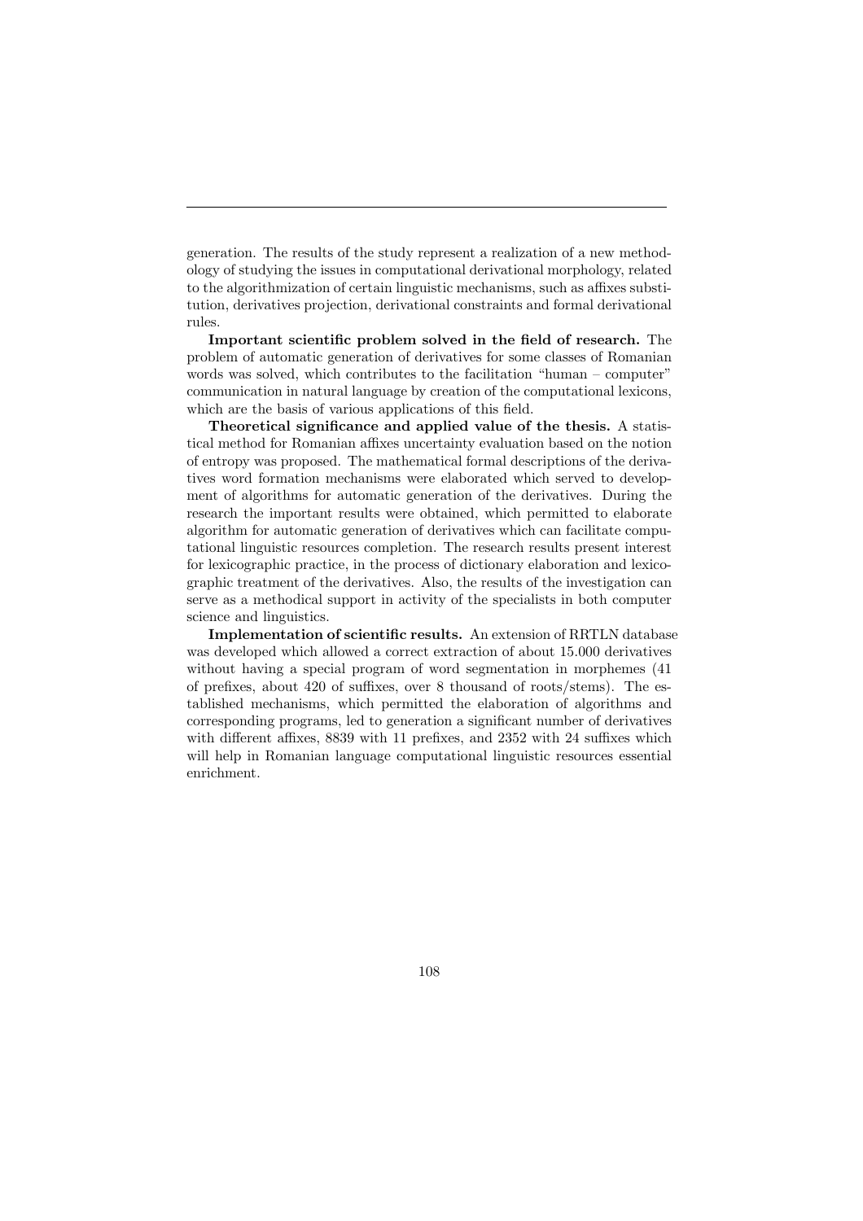generation. The results of the study represent a realization of a new methodology of studying the issues in computational derivational morphology, related to the algorithmization of certain linguistic mechanisms, such as affixes substitution, derivatives projection, derivational constraints and formal derivational rules.

**Important scientific problem solved in the field of research.** The problem of automatic generation of derivatives for some classes of Romanian words was solved, which contributes to the facilitation "human – computer" communication in natural language by creation of the computational lexicons, which are the basis of various applications of this field.

**Theoretical significance and applied value of the thesis.** A statistical method for Romanian affixes uncertainty evaluation based on the notion of entropy was proposed. The mathematical formal descriptions of the derivatives word formation mechanisms were elaborated which served to development of algorithms for automatic generation of the derivatives. During the research the important results were obtained, which permitted to elaborate algorithm for automatic generation of derivatives which can facilitate computational linguistic resources completion. The research results present interest for lexicographic practice, in the process of dictionary elaboration and lexicographic treatment of the derivatives. Also, the results of the investigation can serve as a methodical support in activity of the specialists in both computer science and linguistics.

**Implementation of scientific results.** An extension of RRTLN database was developed which allowed a correct extraction of about 15.000 derivatives without having a special program of word segmentation in morphemes (41 of prefixes, about 420 of suffixes, over 8 thousand of roots/stems). The established mechanisms, which permitted the elaboration of algorithms and corresponding programs, led to generation a significant number of derivatives with different affixes, 8839 with 11 prefixes, and 2352 with 24 suffixes which will help in Romanian language computational linguistic resources essential enrichment.